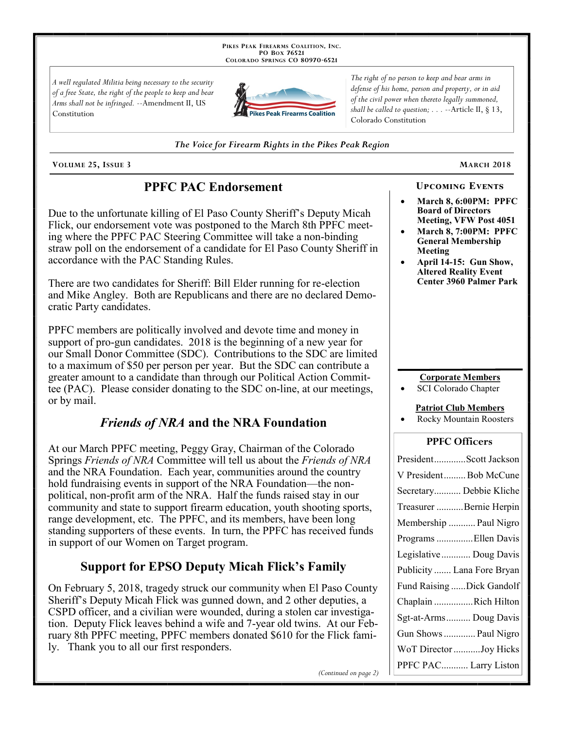**Pikes Peak Firearms Coalition, Inc.**
**PO Box 76521**
**Colorado Springs CO 80970-6521**

*A well regulated Militia being necessary to the security of a free State, the right of the people to keep and bear Arms shall not be infringed.* --Amendment II, US Constitution

*The right of no person to keep and bear arms in defense of his home, person and property, or in aid of the civil power when thereto legally summoned, shall be called to question; . . .* --Article II, § 13, Colorado Constitution

*The Voice for Firearm Rights in the Pikes Peak Region*

**Volume 25, Issue 3** — **March 2018**

## PPFC PAC Endorsement

Due to the unfortunate killing of El Paso County Sheriff's Deputy Micah Flick, our endorsement vote was postponed to the March 8th PPFC meeting where the PPFC PAC Steering Committee will take a non-binding straw poll on the endorsement of a candidate for El Paso County Sheriff in accordance with the PAC Standing Rules.

There are two candidates for Sheriff: Bill Elder running for re-election and Mike Angley. Both are Republicans and there are no declared Democratic Party candidates.

PPFC members are politically involved and devote time and money in support of pro-gun candidates. 2018 is the beginning of a new year for our Small Donor Committee (SDC). Contributions to the SDC are limited to a maximum of $50 per person per year. But the SDC can contribute a greater amount to a candidate than through our Political Action Committee (PAC). Please consider donating to the SDC on-line, at our meetings, or by mail.

## *Friends of NRA* and the NRA Foundation

At our March PPFC meeting, Peggy Gray, Chairman of the Colorado Springs *Friends of NRA* Committee will tell us about the *Friends of NRA* and the NRA Foundation. Each year, communities around the country hold fundraising events in support of the NRA Foundation—the non-political, non-profit arm of the NRA. Half the funds raised stay in our community and state to support firearm education, youth shooting sports, range development, etc. The PPFC, and its members, have been long standing supporters of these events. In turn, the PPFC has received funds in support of our Women on Target program.

## Support for EPSO Deputy Micah Flick's Family

On February 5, 2018, tragedy struck our community when El Paso County Sheriff's Deputy Micah Flick was gunned down, and 2 other deputies, a CSPD officer, and a civilian were wounded, during a stolen car investigation. Deputy Flick leaves behind a wife and 7-year old twins. At our February 8th PPFC meeting, PPFC members donated $610 for the Flick family. Thank you to all our first responders.

*(Continued on page 2)*

### Upcoming Events

- **March 8, 6:00PM: PPFC Board of Directors Meeting, VFW Post 4051**
- **March 8, 7:00PM: PPFC General Membership Meeting**
- **April 14-15: Gun Show, Altered Reality Event Center 3960 Palmer Park**

**Corporate Members**

- SCI Colorado Chapter

**Patriot Club Members**

- Rocky Mountain Roosters

### PPFC Officers

| Office | Name |
|---|---|
| President | Scott Jackson |
| V President | Bob McCune |
| Secretary | Debbie Kliche |
| Treasurer | Bernie Herpin |
| Membership | Paul Nigro |
| Programs | Ellen Davis |
| Legislative | Doug Davis |
| Publicity | Lana Fore Bryan |
| Fund Raising | Dick Gandolf |
| Chaplain | Rich Hilton |
| Sgt-at-Arms | Doug Davis |
| Gun Shows | Paul Nigro |
| WoT Director | Joy Hicks |
| PPFC PAC | Larry Liston |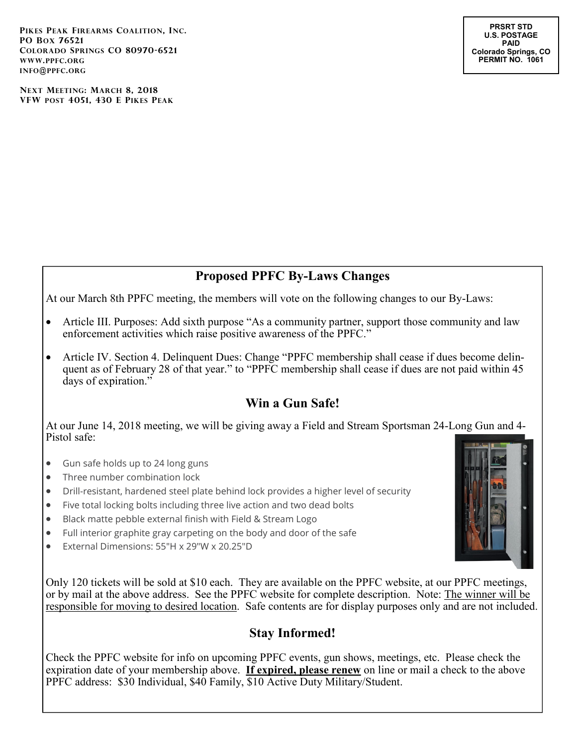**Pikes Peak Firearms Coalition, Inc.**
**PO Box 76521**
**Colorado Springs CO 80970-6521**
**www.ppfc.org**
**info@ppfc.org**

**Next Meeting: March 8, 2018**
**VFW post 4051, 430 E Pikes Peak**

PRSRT STD
U.S. POSTAGE
PAID
Colorado Springs, CO
PERMIT NO. 1061

## Proposed PPFC By-Laws Changes

At our March 8th PPFC meeting, the members will vote on the following changes to our By-Laws:

- Article III. Purposes: Add sixth purpose "As a community partner, support those community and law enforcement activities which raise positive awareness of the PPFC."
- Article IV. Section 4. Delinquent Dues: Change "PPFC membership shall cease if dues become delinquent as of February 28 of that year." to "PPFC membership shall cease if dues are not paid within 45 days of expiration."

## Win a Gun Safe!

At our June 14, 2018 meeting, we will be giving away a Field and Stream Sportsman 24-Long Gun and 4-Pistol safe:

- Gun safe holds up to 24 long guns
- Three number combination lock
- Drill-resistant, hardened steel plate behind lock provides a higher level of security
- Five total locking bolts including three live action and two dead bolts
- Black matte pebble external finish with Field & Stream Logo
- Full interior graphite gray carpeting on the body and door of the safe
- External Dimensions: 55"H x 29"W x 20.25"D

Only 120 tickets will be sold at $10 each. They are available on the PPFC website, at our PPFC meetings, or by mail at the above address. See the PPFC website for complete description. Note: The winner will be responsible for moving to desired location. Safe contents are for display purposes only and are not included.

## Stay Informed!

Check the PPFC website for info on upcoming PPFC events, gun shows, meetings, etc. Please check the expiration date of your membership above. **If expired, please renew** on line or mail a check to the above PPFC address: $30 Individual, $40 Family, $10 Active Duty Military/Student.